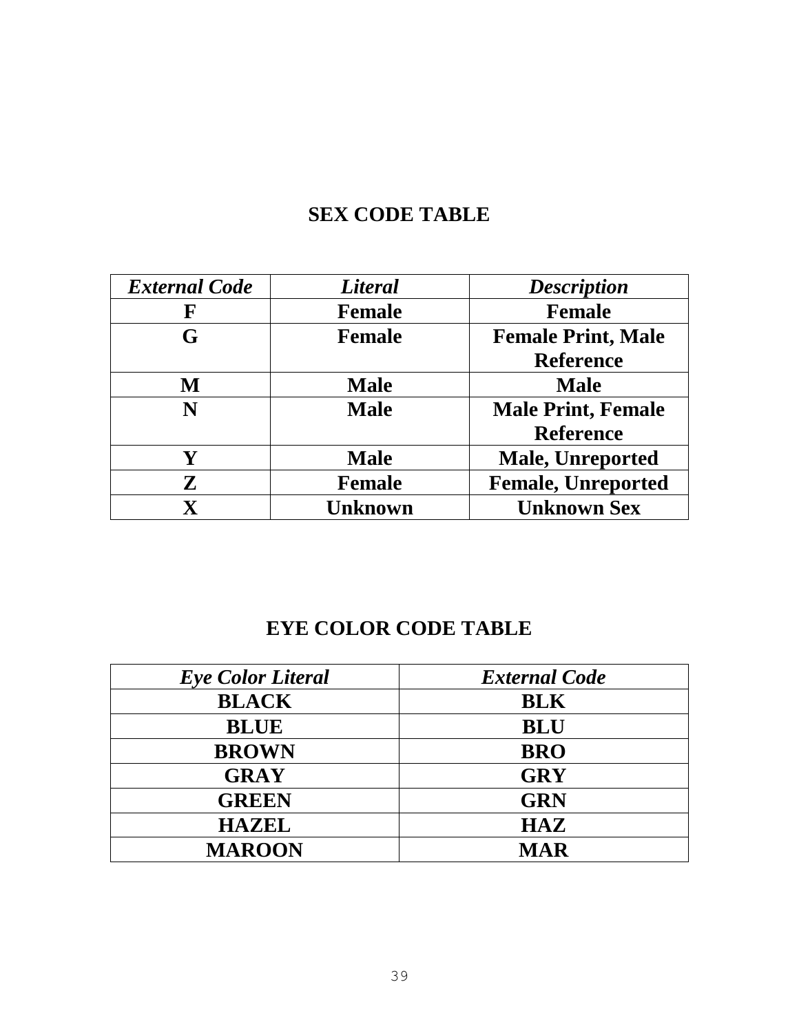## SEX CODE TABLE

| *External Code* | *Literal* | *Description* |
|---|---|---|
| **F** | **Female** | **Female** |
| **G** | **Female** | **Female Print, Male Reference** |
| **M** | **Male** | **Male** |
| **N** | **Male** | **Male Print, Female Reference** |
| **Y** | **Male** | **Male, Unreported** |
| **Z** | **Female** | **Female, Unreported** |
| **X** | **Unknown** | **Unknown Sex** |

## EYE COLOR CODE TABLE

| *Eye Color Literal* | *External Code* |
|---|---|
| **BLACK** | **BLK** |
| **BLUE** | **BLU** |
| **BROWN** | **BRO** |
| **GRAY** | **GRY** |
| **GREEN** | **GRN** |
| **HAZEL** | **HAZ** |
| **MAROON** | **MAR** |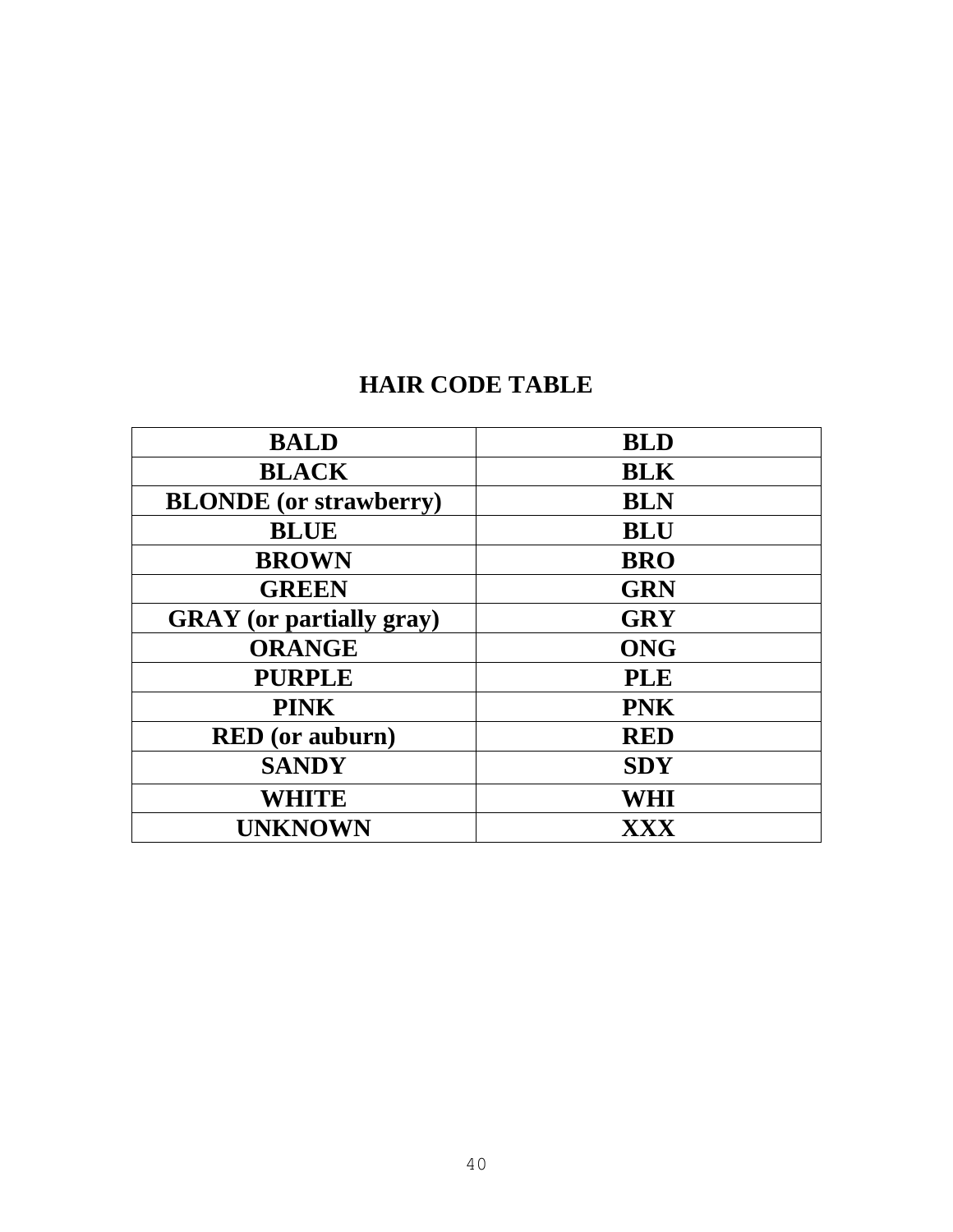# HAIR CODE TABLE

| | |
|---|---|
| **BALD** | **BLD** |
| **BLACK** | **BLK** |
| **BLONDE (or strawberry)** | **BLN** |
| **BLUE** | **BLU** |
| **BROWN** | **BRO** |
| **GREEN** | **GRN** |
| **GRAY (or partially gray)** | **GRY** |
| **ORANGE** | **ONG** |
| **PURPLE** | **PLE** |
| **PINK** | **PNK** |
| **RED (or auburn)** | **RED** |
| **SANDY** | **SDY** |
| **WHITE** | **WHI** |
| **UNKNOWN** | **XXX** |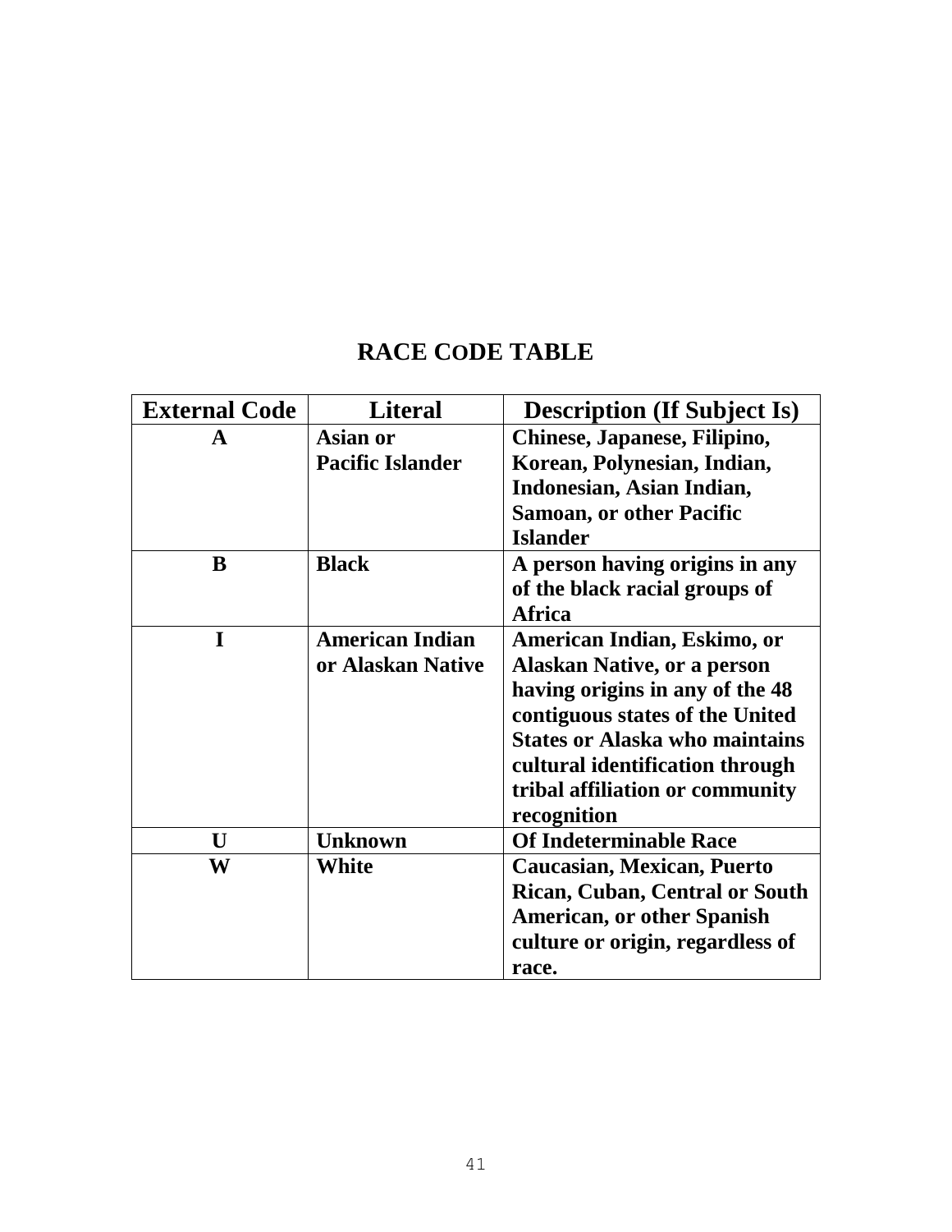# RACE CODE TABLE

| External Code | Literal | Description (If Subject Is) |
|---|---|---|
| A | Asian or Pacific Islander | Chinese, Japanese, Filipino, Korean, Polynesian, Indian, Indonesian, Asian Indian, Samoan, or other Pacific Islander |
| B | Black | A person having origins in any of the black racial groups of Africa |
| I | American Indian or Alaskan Native | American Indian, Eskimo, or Alaskan Native, or a person having origins in any of the 48 contiguous states of the United States or Alaska who maintains cultural identification through tribal affiliation or community recognition |
| U | Unknown | Of Indeterminable Race |
| W | White | Caucasian, Mexican, Puerto Rican, Cuban, Central or South American, or other Spanish culture or origin, regardless of race. |